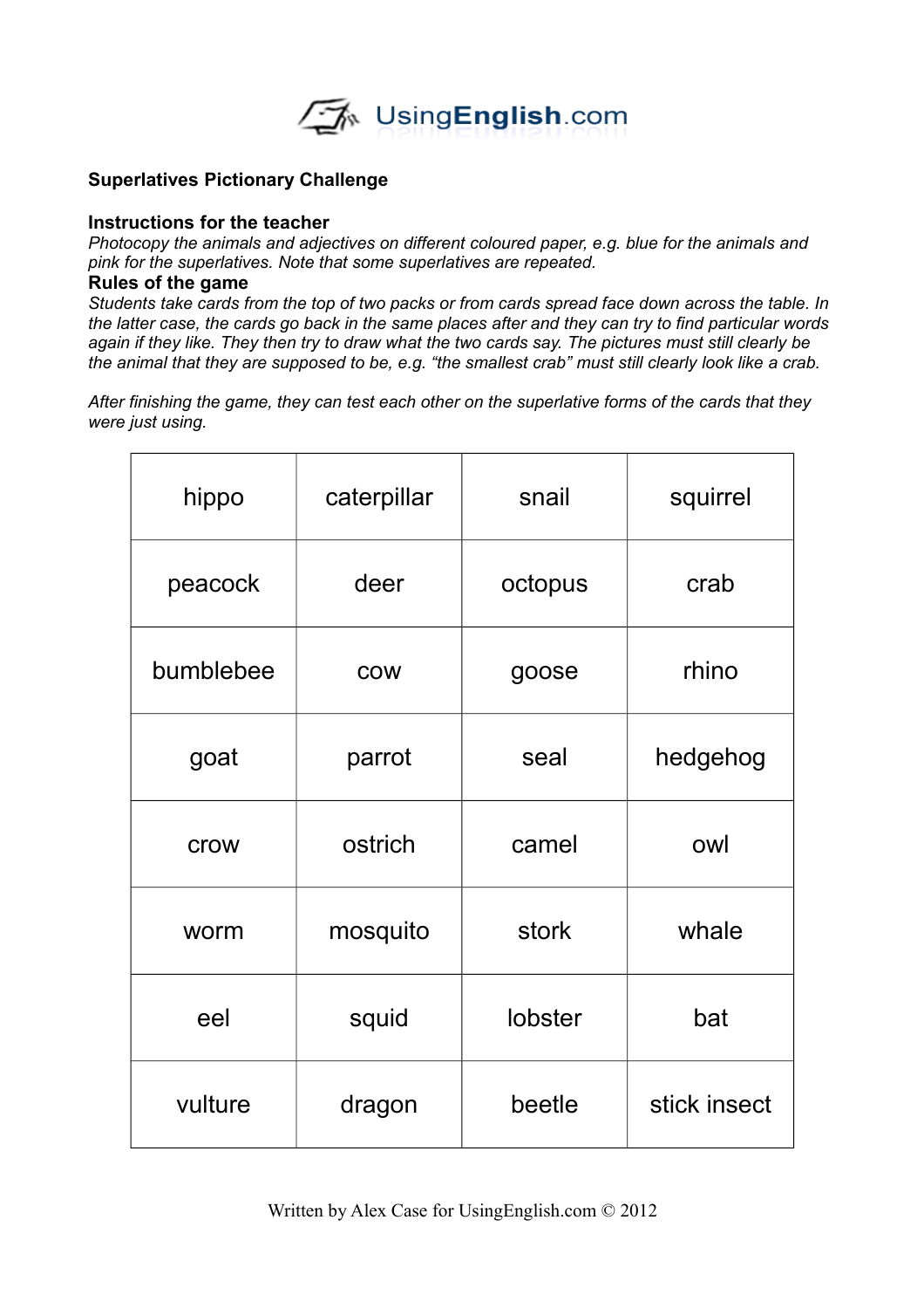UsingEnglish.com

**Superlatives Pictionary Challenge**

**Instructions for the teacher**

*Photocopy the animals and adjectives on different coloured paper, e.g. blue for the animals and pink for the superlatives. Note that some superlatives are repeated.*

**Rules of the game**

*Students take cards from the top of two packs or from cards spread face down across the table. In the latter case, the cards go back in the same places after and they can try to find particular words again if they like. They then try to draw what the two cards say. The pictures must still clearly be the animal that they are supposed to be, e.g. "the smallest crab" must still clearly look like a crab.*

*After finishing the game, they can test each other on the superlative forms of the cards that they were just using.*

| | | | |
|---|---|---|---|
| hippo | caterpillar | snail | squirrel |
| peacock | deer | octopus | crab |
| bumblebee | cow | goose | rhino |
| goat | parrot | seal | hedgehog |
| crow | ostrich | camel | owl |
| worm | mosquito | stork | whale |
| eel | squid | lobster | bat |
| vulture | dragon | beetle | stick insect |

Written by Alex Case for UsingEnglish.com © 2012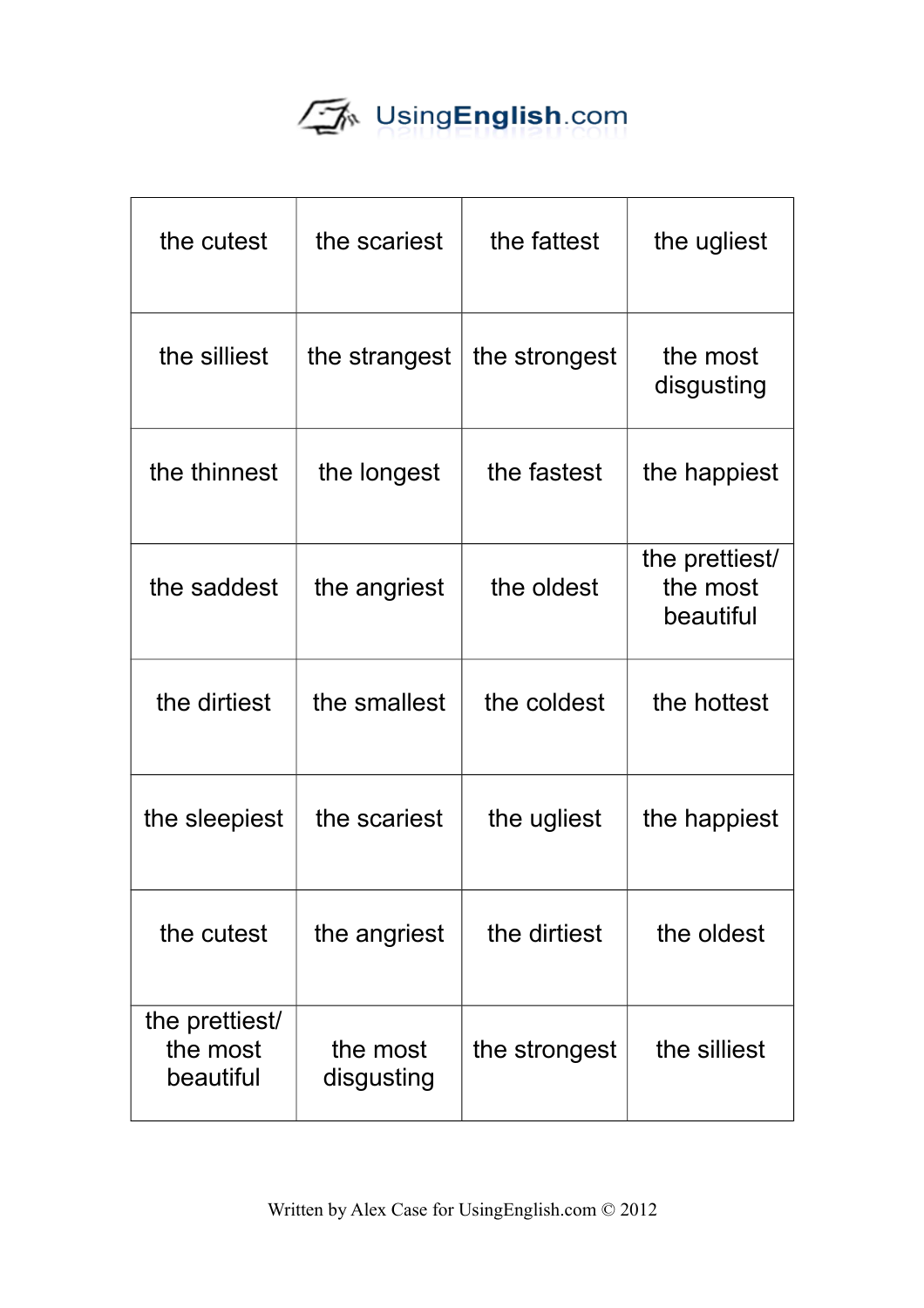| | | | |
|---|---|---|---|
| the cutest | the scariest | the fattest | the ugliest |
| the silliest | the strangest | the strongest | the most disgusting |
| the thinnest | the longest | the fastest | the happiest |
| the saddest | the angriest | the oldest | the prettiest/ the most beautiful |
| the dirtiest | the smallest | the coldest | the hottest |
| the sleepiest | the scariest | the ugliest | the happiest |
| the cutest | the angriest | the dirtiest | the oldest |
| the prettiest/ the most beautiful | the most disgusting | the strongest | the silliest |

Written by Alex Case for UsingEnglish.com © 2012